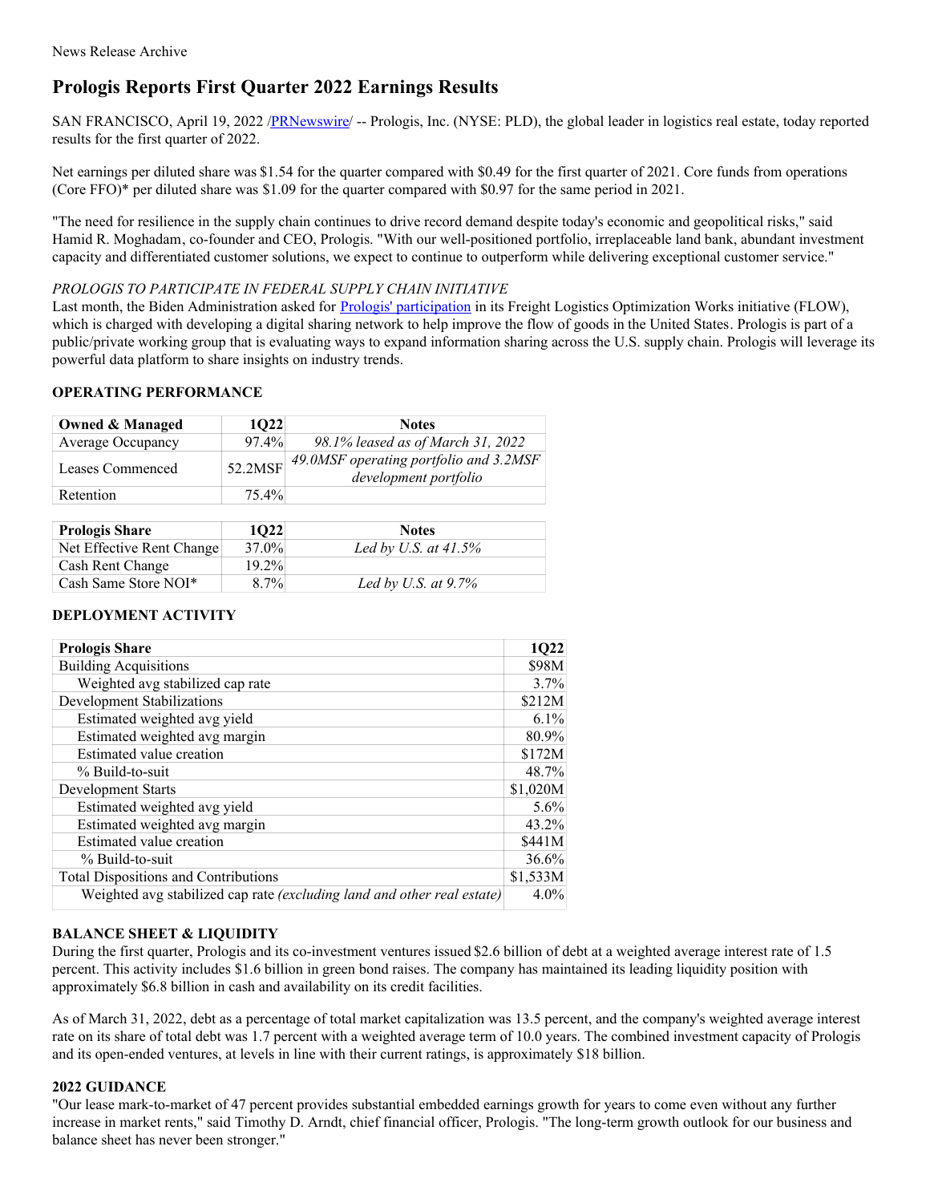News Release Archive

# Prologis Reports First Quarter 2022 Earnings Results

SAN FRANCISCO, April 19, 2022 /PRNewswire/ -- Prologis, Inc. (NYSE: PLD), the global leader in logistics real estate, today reported results for the first quarter of 2022.

Net earnings per diluted share was $1.54 for the quarter compared with $0.49 for the first quarter of 2021. Core funds from operations (Core FFO)* per diluted share was $1.09 for the quarter compared with $0.97 for the same period in 2021.

"The need for resilience in the supply chain continues to drive record demand despite today's economic and geopolitical risks," said Hamid R. Moghadam, co-founder and CEO, Prologis. "With our well-positioned portfolio, irreplaceable land bank, abundant investment capacity and differentiated customer solutions, we expect to continue to outperform while delivering exceptional customer service."

*PROLOGIS TO PARTICIPATE IN FEDERAL SUPPLY CHAIN INITIATIVE*

Last month, the Biden Administration asked for Prologis' participation in its Freight Logistics Optimization Works initiative (FLOW), which is charged with developing a digital sharing network to help improve the flow of goods in the United States. Prologis is part of a public/private working group that is evaluating ways to expand information sharing across the U.S. supply chain. Prologis will leverage its powerful data platform to share insights on industry trends.

### OPERATING PERFORMANCE

| Owned & Managed | 1Q22 | Notes |
|---|---|---|
| Average Occupancy | 97.4% | *98.1% leased as of March 31, 2022* |
| Leases Commenced | 52.2MSF | *49.0MSF operating portfolio and 3.2MSF development portfolio* |
| Retention | 75.4% | |

| Prologis Share | 1Q22 | Notes |
|---|---|---|
| Net Effective Rent Change | 37.0% | *Led by U.S. at 41.5%* |
| Cash Rent Change | 19.2% | |
| Cash Same Store NOI* | 8.7% | *Led by U.S. at 9.7%* |

### DEPLOYMENT ACTIVITY

| Prologis Share | 1Q22 |
|---|---|
| Building Acquisitions | $98M |
| Weighted avg stabilized cap rate | 3.7% |
| Development Stabilizations | $212M |
| Estimated weighted avg yield | 6.1% |
| Estimated weighted avg margin | 80.9% |
| Estimated value creation | $172M |
| % Build-to-suit | 48.7% |
| Development Starts | $1,020M |
| Estimated weighted avg yield | 5.6% |
| Estimated weighted avg margin | 43.2% |
| Estimated value creation | $441M |
| % Build-to-suit | 36.6% |
| Total Dispositions and Contributions | $1,533M |
| Weighted avg stabilized cap rate *(excluding land and other real estate)* | 4.0% |

### BALANCE SHEET & LIQUIDITY

During the first quarter, Prologis and its co-investment ventures issued $2.6 billion of debt at a weighted average interest rate of 1.5 percent. This activity includes $1.6 billion in green bond raises. The company has maintained its leading liquidity position with approximately $6.8 billion in cash and availability on its credit facilities.

As of March 31, 2022, debt as a percentage of total market capitalization was 13.5 percent, and the company's weighted average interest rate on its share of total debt was 1.7 percent with a weighted average term of 10.0 years. The combined investment capacity of Prologis and its open-ended ventures, at levels in line with their current ratings, is approximately $18 billion.

### 2022 GUIDANCE

"Our lease mark-to-market of 47 percent provides substantial embedded earnings growth for years to come even without any further increase in market rents," said Timothy D. Arndt, chief financial officer, Prologis. "The long-term growth outlook for our business and balance sheet has never been stronger."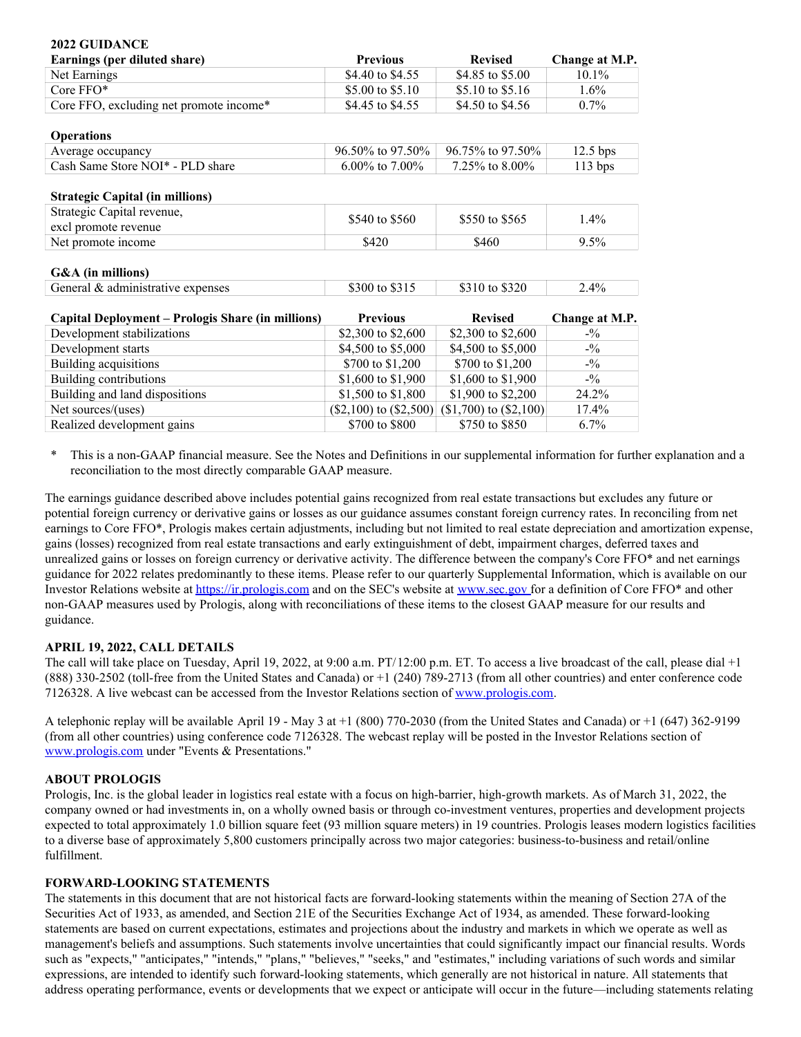**2022 GUIDANCE**

| Earnings (per diluted share) | Previous | Revised | Change at M.P. |
|---|---|---|---|
| Net Earnings | $4.40 to $4.55 | $4.85 to $5.00 | 10.1% |
| Core FFO* | $5.00 to $5.10 | $5.10 to $5.16 | 1.6% |
| Core FFO, excluding net promote income* | $4.45 to $4.55 | $4.50 to $4.56 | 0.7% |

| Operations | | | |
|---|---|---|---|
| Average occupancy | 96.50% to 97.50% | 96.75% to 97.50% | 12.5 bps |
| Cash Same Store NOI* - PLD share | 6.00% to 7.00% | 7.25% to 8.00% | 113 bps |

| Strategic Capital (in millions) | | | |
|---|---|---|---|
| Strategic Capital revenue, excl promote revenue | $540 to $560 | $550 to $565 | 1.4% |
| Net promote income | $420 | $460 | 9.5% |

| G&A (in millions) | | | |
|---|---|---|---|
| General & administrative expenses | $300 to $315 | $310 to $320 | 2.4% |

| Capital Deployment – Prologis Share (in millions) | Previous | Revised | Change at M.P. |
|---|---|---|---|
| Development stabilizations | $2,300 to $2,600 | $2,300 to $2,600 | -% |
| Development starts | $4,500 to $5,000 | $4,500 to $5,000 | -% |
| Building acquisitions | $700 to $1,200 | $700 to $1,200 | -% |
| Building contributions | $1,600 to $1,900 | $1,600 to $1,900 | -% |
| Building and land dispositions | $1,500 to $1,800 | $1,900 to $2,200 | 24.2% |
| Net sources/(uses) | ($2,100) to ($2,500) | ($1,700) to ($2,100) | 17.4% |
| Realized development gains | $700 to $800 | $750 to $850 | 6.7% |

\* This is a non-GAAP financial measure. See the Notes and Definitions in our supplemental information for further explanation and a reconciliation to the most directly comparable GAAP measure.

The earnings guidance described above includes potential gains recognized from real estate transactions but excludes any future or potential foreign currency or derivative gains or losses as our guidance assumes constant foreign currency rates. In reconciling from net earnings to Core FFO*, Prologis makes certain adjustments, including but not limited to real estate depreciation and amortization expense, gains (losses) recognized from real estate transactions and early extinguishment of debt, impairment charges, deferred taxes and unrealized gains or losses on foreign currency or derivative activity. The difference between the company's Core FFO* and net earnings guidance for 2022 relates predominantly to these items. Please refer to our quarterly Supplemental Information, which is available on our Investor Relations website at https://ir.prologis.com and on the SEC's website at www.sec.gov for a definition of Core FFO* and other non-GAAP measures used by Prologis, along with reconciliations of these items to the closest GAAP measure for our results and guidance.

**APRIL 19, 2022, CALL DETAILS**

The call will take place on Tuesday, April 19, 2022, at 9:00 a.m. PT/12:00 p.m. ET. To access a live broadcast of the call, please dial +1 (888) 330-2502 (toll-free from the United States and Canada) or +1 (240) 789-2713 (from all other countries) and enter conference code 7126328. A live webcast can be accessed from the Investor Relations section of www.prologis.com.

A telephonic replay will be available April 19 - May 3 at +1 (800) 770-2030 (from the United States and Canada) or +1 (647) 362-9199 (from all other countries) using conference code 7126328. The webcast replay will be posted in the Investor Relations section of www.prologis.com under "Events & Presentations."

**ABOUT PROLOGIS**

Prologis, Inc. is the global leader in logistics real estate with a focus on high-barrier, high-growth markets. As of March 31, 2022, the company owned or had investments in, on a wholly owned basis or through co-investment ventures, properties and development projects expected to total approximately 1.0 billion square feet (93 million square meters) in 19 countries. Prologis leases modern logistics facilities to a diverse base of approximately 5,800 customers principally across two major categories: business-to-business and retail/online fulfillment.

**FORWARD-LOOKING STATEMENTS**

The statements in this document that are not historical facts are forward-looking statements within the meaning of Section 27A of the Securities Act of 1933, as amended, and Section 21E of the Securities Exchange Act of 1934, as amended. These forward-looking statements are based on current expectations, estimates and projections about the industry and markets in which we operate as well as management's beliefs and assumptions. Such statements involve uncertainties that could significantly impact our financial results. Words such as "expects," "anticipates," "intends," "plans," "believes," "seeks," and "estimates," including variations of such words and similar expressions, are intended to identify such forward-looking statements, which generally are not historical in nature. All statements that address operating performance, events or developments that we expect or anticipate will occur in the future—including statements relating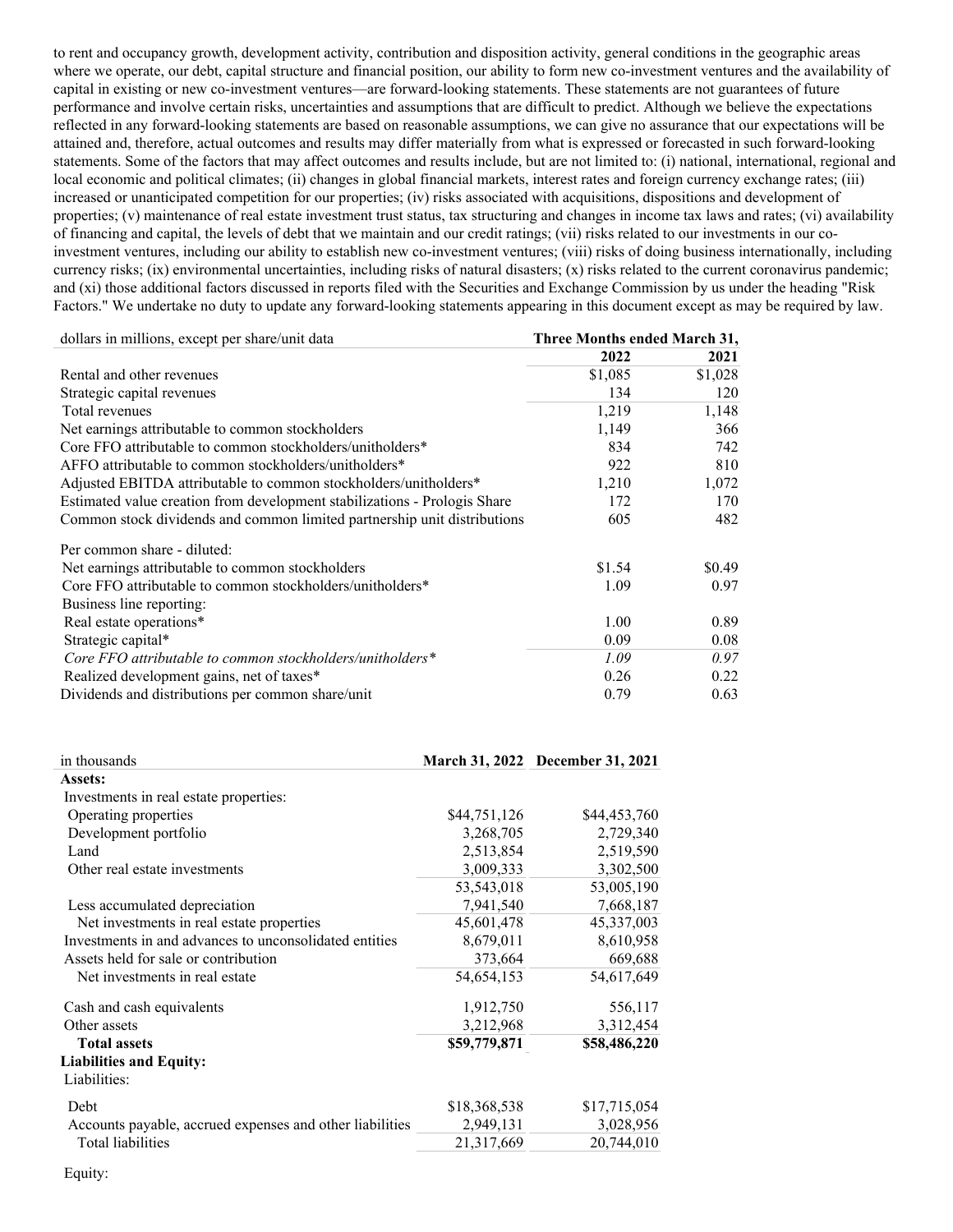to rent and occupancy growth, development activity, contribution and disposition activity, general conditions in the geographic areas where we operate, our debt, capital structure and financial position, our ability to form new co-investment ventures and the availability of capital in existing or new co-investment ventures—are forward-looking statements. These statements are not guarantees of future performance and involve certain risks, uncertainties and assumptions that are difficult to predict. Although we believe the expectations reflected in any forward-looking statements are based on reasonable assumptions, we can give no assurance that our expectations will be attained and, therefore, actual outcomes and results may differ materially from what is expressed or forecasted in such forward-looking statements. Some of the factors that may affect outcomes and results include, but are not limited to: (i) national, international, regional and local economic and political climates; (ii) changes in global financial markets, interest rates and foreign currency exchange rates; (iii) increased or unanticipated competition for our properties; (iv) risks associated with acquisitions, dispositions and development of properties; (v) maintenance of real estate investment trust status, tax structuring and changes in income tax laws and rates; (vi) availability of financing and capital, the levels of debt that we maintain and our credit ratings; (vii) risks related to our investments in our co-investment ventures, including our ability to establish new co-investment ventures; (viii) risks of doing business internationally, including currency risks; (ix) environmental uncertainties, including risks of natural disasters; (x) risks related to the current coronavirus pandemic; and (xi) those additional factors discussed in reports filed with the Securities and Exchange Commission by us under the heading "Risk Factors." We undertake no duty to update any forward-looking statements appearing in this document except as may be required by law.

| dollars in millions, except per share/unit data | Three Months ended March 31, 2022 | 2021 |
|---|---|---|
| Rental and other revenues | $1,085 | $1,028 |
| Strategic capital revenues | 134 | 120 |
| Total revenues | 1,219 | 1,148 |
| Net earnings attributable to common stockholders | 1,149 | 366 |
| Core FFO attributable to common stockholders/unitholders* | 834 | 742 |
| AFFO attributable to common stockholders/unitholders* | 922 | 810 |
| Adjusted EBITDA attributable to common stockholders/unitholders* | 1,210 | 1,072 |
| Estimated value creation from development stabilizations - Prologis Share | 172 | 170 |
| Common stock dividends and common limited partnership unit distributions | 605 | 482 |
| Per common share - diluted: | | |
| Net earnings attributable to common stockholders | $1.54 | $0.49 |
| Core FFO attributable to common stockholders/unitholders* | 1.09 | 0.97 |
| Business line reporting: | | |
| Real estate operations* | 1.00 | 0.89 |
| Strategic capital* | 0.09 | 0.08 |
| *Core FFO attributable to common stockholders/unitholders** | *1.09* | *0.97* |
| Realized development gains, net of taxes* | 0.26 | 0.22 |
| Dividends and distributions per common share/unit | 0.79 | 0.63 |

| in thousands | March 31, 2022 | December 31, 2021 |
|---|---|---|
| **Assets:** | | |
| Investments in real estate properties: | | |
| Operating properties | $44,751,126 | $44,453,760 |
| Development portfolio | 3,268,705 | 2,729,340 |
| Land | 2,513,854 | 2,519,590 |
| Other real estate investments | 3,009,333 | 3,302,500 |
| | 53,543,018 | 53,005,190 |
| Less accumulated depreciation | 7,941,540 | 7,668,187 |
| Net investments in real estate properties | 45,601,478 | 45,337,003 |
| Investments in and advances to unconsolidated entities | 8,679,011 | 8,610,958 |
| Assets held for sale or contribution | 373,664 | 669,688 |
| Net investments in real estate | 54,654,153 | 54,617,649 |
| Cash and cash equivalents | 1,912,750 | 556,117 |
| Other assets | 3,212,968 | 3,312,454 |
| **Total assets** | **$59,779,871** | **$58,486,220** |
| **Liabilities and Equity:** | | |
| Liabilities: | | |
| Debt | $18,368,538 | $17,715,054 |
| Accounts payable, accrued expenses and other liabilities | 2,949,131 | 3,028,956 |
| Total liabilities | 21,317,669 | 20,744,010 |

Equity: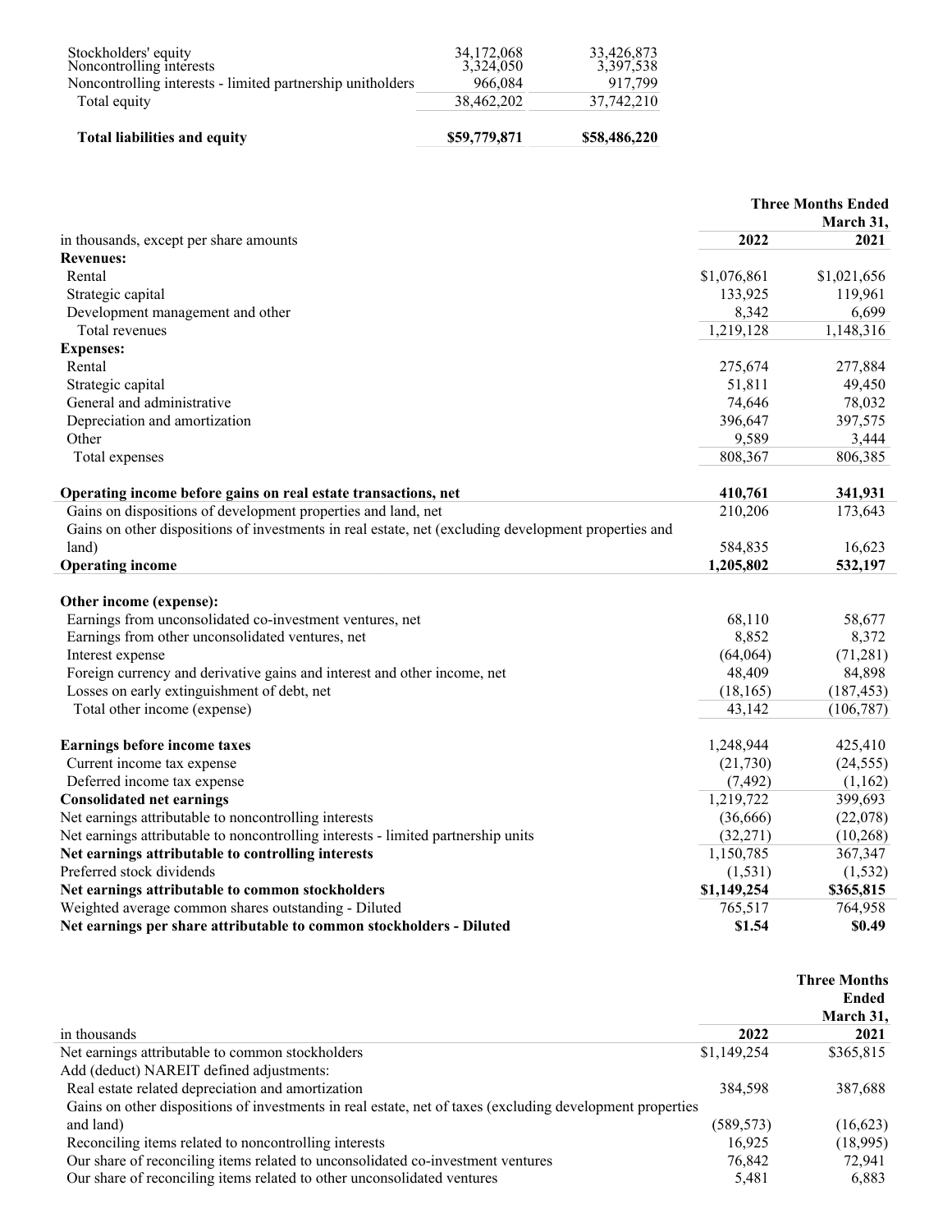| | | |
|---|---|---|
| Stockholders' equity | 34,172,068 | 33,426,873 |
| Noncontrolling interests | 3,324,050 | 3,397,538 |
| Noncontrolling interests - limited partnership unitholders | 966,084 | 917,799 |
| Total equity | 38,462,202 | 37,742,210 |
| **Total liabilities and equity** | **$59,779,871** | **$58,486,220** |

| | Three Months Ended March 31, | |
|---|---|---|
| in thousands, except per share amounts | 2022 | 2021 |
| **Revenues:** | | |
| Rental | $1,076,861 | $1,021,656 |
| Strategic capital | 133,925 | 119,961 |
| Development management and other | 8,342 | 6,699 |
| Total revenues | 1,219,128 | 1,148,316 |
| **Expenses:** | | |
| Rental | 275,674 | 277,884 |
| Strategic capital | 51,811 | 49,450 |
| General and administrative | 74,646 | 78,032 |
| Depreciation and amortization | 396,647 | 397,575 |
| Other | 9,589 | 3,444 |
| Total expenses | 808,367 | 806,385 |
| **Operating income before gains on real estate transactions, net** | **410,761** | **341,931** |
| Gains on dispositions of development properties and land, net | 210,206 | 173,643 |
| Gains on other dispositions of investments in real estate, net (excluding development properties and land) | 584,835 | 16,623 |
| **Operating income** | **1,205,802** | **532,197** |
| **Other income (expense):** | | |
| Earnings from unconsolidated co-investment ventures, net | 68,110 | 58,677 |
| Earnings from other unconsolidated ventures, net | 8,852 | 8,372 |
| Interest expense | (64,064) | (71,281) |
| Foreign currency and derivative gains and interest and other income, net | 48,409 | 84,898 |
| Losses on early extinguishment of debt, net | (18,165) | (187,453) |
| Total other income (expense) | 43,142 | (106,787) |
| **Earnings before income taxes** | 1,248,944 | 425,410 |
| Current income tax expense | (21,730) | (24,555) |
| Deferred income tax expense | (7,492) | (1,162) |
| **Consolidated net earnings** | 1,219,722 | 399,693 |
| Net earnings attributable to noncontrolling interests | (36,666) | (22,078) |
| Net earnings attributable to noncontrolling interests - limited partnership units | (32,271) | (10,268) |
| **Net earnings attributable to controlling interests** | 1,150,785 | 367,347 |
| Preferred stock dividends | (1,531) | (1,532) |
| **Net earnings attributable to common stockholders** | **$1,149,254** | **$365,815** |
| Weighted average common shares outstanding - Diluted | 765,517 | 764,958 |
| **Net earnings per share attributable to common stockholders - Diluted** | **$1.54** | **$0.49** |

| | Three Months Ended March 31, | |
|---|---|---|
| in thousands | 2022 | 2021 |
| Net earnings attributable to common stockholders | $1,149,254 | $365,815 |
| Add (deduct) NAREIT defined adjustments: | | |
| Real estate related depreciation and amortization | 384,598 | 387,688 |
| Gains on other dispositions of investments in real estate, net of taxes (excluding development properties and land) | (589,573) | (16,623) |
| Reconciling items related to noncontrolling interests | 16,925 | (18,995) |
| Our share of reconciling items related to unconsolidated co-investment ventures | 76,842 | 72,941 |
| Our share of reconciling items related to other unconsolidated ventures | 5,481 | 6,883 |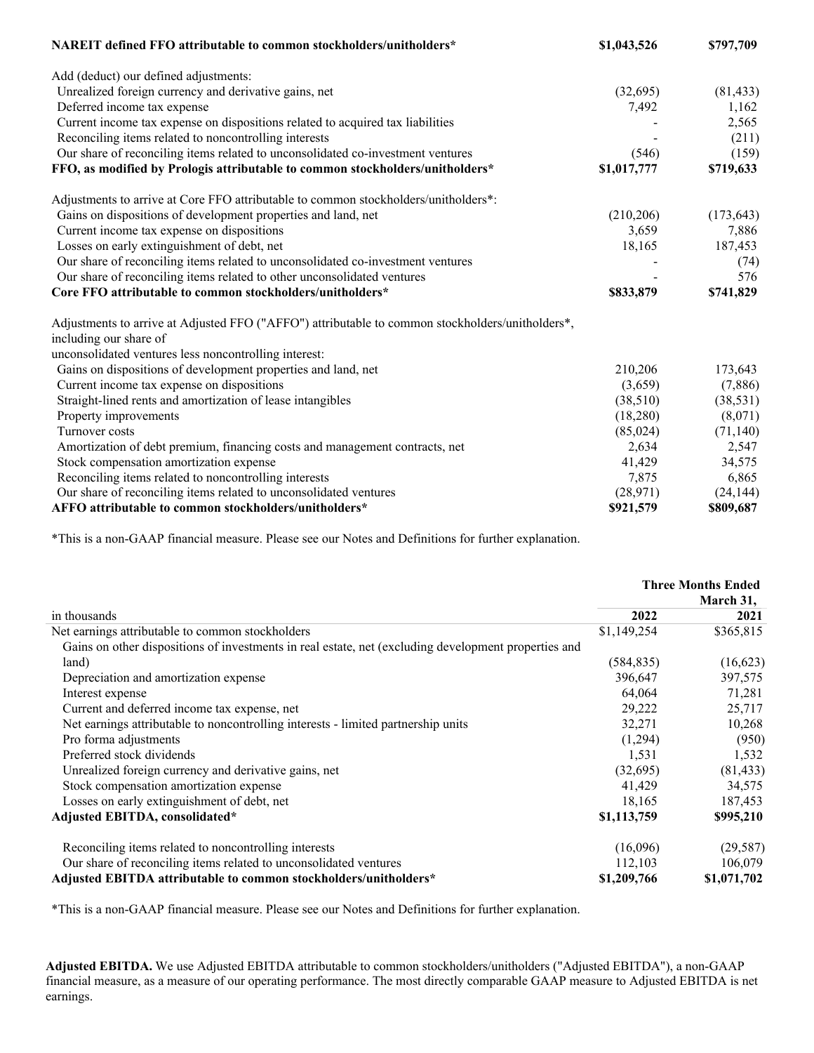| | | |
|---|---|---|
| **NAREIT defined FFO attributable to common stockholders/unitholders*** | **$1,043,526** | **$797,709** |
| Add (deduct) our defined adjustments: | | |
| Unrealized foreign currency and derivative gains, net | (32,695) | (81,433) |
| Deferred income tax expense | 7,492 | 1,162 |
| Current income tax expense on dispositions related to acquired tax liabilities | - | 2,565 |
| Reconciling items related to noncontrolling interests | - | (211) |
| Our share of reconciling items related to unconsolidated co-investment ventures | (546) | (159) |
| **FFO, as modified by Prologis attributable to common stockholders/unitholders*** | **$1,017,777** | **$719,633** |
| Adjustments to arrive at Core FFO attributable to common stockholders/unitholders*: | | |
| Gains on dispositions of development properties and land, net | (210,206) | (173,643) |
| Current income tax expense on dispositions | 3,659 | 7,886 |
| Losses on early extinguishment of debt, net | 18,165 | 187,453 |
| Our share of reconciling items related to unconsolidated co-investment ventures | - | (74) |
| Our share of reconciling items related to other unconsolidated ventures | - | 576 |
| **Core FFO attributable to common stockholders/unitholders*** | **$833,879** | **$741,829** |
| Adjustments to arrive at Adjusted FFO ("AFFO") attributable to common stockholders/unitholders*, including our share of unconsolidated ventures less noncontrolling interest: | | |
| Gains on dispositions of development properties and land, net | 210,206 | 173,643 |
| Current income tax expense on dispositions | (3,659) | (7,886) |
| Straight-lined rents and amortization of lease intangibles | (38,510) | (38,531) |
| Property improvements | (18,280) | (8,071) |
| Turnover costs | (85,024) | (71,140) |
| Amortization of debt premium, financing costs and management contracts, net | 2,634 | 2,547 |
| Stock compensation amortization expense | 41,429 | 34,575 |
| Reconciling items related to noncontrolling interests | 7,875 | 6,865 |
| Our share of reconciling items related to unconsolidated ventures | (28,971) | (24,144) |
| **AFFO attributable to common stockholders/unitholders*** | **$921,579** | **$809,687** |

*This is a non-GAAP financial measure. Please see our Notes and Definitions for further explanation.

| | **Three Months Ended March 31,** | |
|---|---|---|
| in thousands | **2022** | **2021** |
| Net earnings attributable to common stockholders | $1,149,254 | $365,815 |
| Gains on other dispositions of investments in real estate, net (excluding development properties and land) | (584,835) | (16,623) |
| Depreciation and amortization expense | 396,647 | 397,575 |
| Interest expense | 64,064 | 71,281 |
| Current and deferred income tax expense, net | 29,222 | 25,717 |
| Net earnings attributable to noncontrolling interests - limited partnership units | 32,271 | 10,268 |
| Pro forma adjustments | (1,294) | (950) |
| Preferred stock dividends | 1,531 | 1,532 |
| Unrealized foreign currency and derivative gains, net | (32,695) | (81,433) |
| Stock compensation amortization expense | 41,429 | 34,575 |
| Losses on early extinguishment of debt, net | 18,165 | 187,453 |
| **Adjusted EBITDA, consolidated*** | **$1,113,759** | **$995,210** |
| Reconciling items related to noncontrolling interests | (16,096) | (29,587) |
| Our share of reconciling items related to unconsolidated ventures | 112,103 | 106,079 |
| **Adjusted EBITDA attributable to common stockholders/unitholders*** | **$1,209,766** | **$1,071,702** |

*This is a non-GAAP financial measure. Please see our Notes and Definitions for further explanation.

**Adjusted EBITDA.** We use Adjusted EBITDA attributable to common stockholders/unitholders ("Adjusted EBITDA"), a non-GAAP financial measure, as a measure of our operating performance. The most directly comparable GAAP measure to Adjusted EBITDA is net earnings.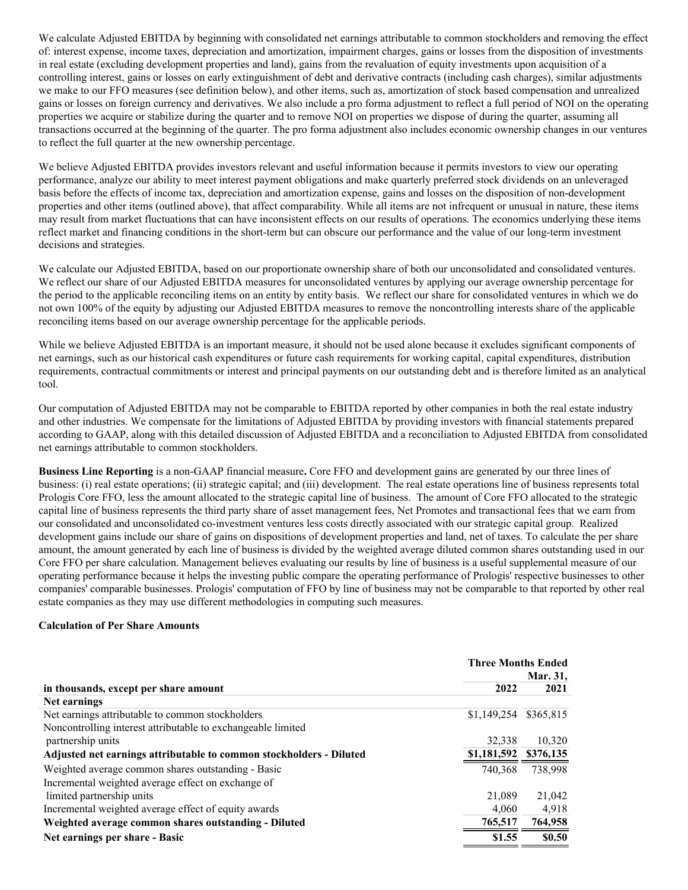We calculate Adjusted EBITDA by beginning with consolidated net earnings attributable to common stockholders and removing the effect of: interest expense, income taxes, depreciation and amortization, impairment charges, gains or losses from the disposition of investments in real estate (excluding development properties and land), gains from the revaluation of equity investments upon acquisition of a controlling interest, gains or losses on early extinguishment of debt and derivative contracts (including cash charges), similar adjustments we make to our FFO measures (see definition below), and other items, such as, amortization of stock based compensation and unrealized gains or losses on foreign currency and derivatives. We also include a pro forma adjustment to reflect a full period of NOI on the operating properties we acquire or stabilize during the quarter and to remove NOI on properties we dispose of during the quarter, assuming all transactions occurred at the beginning of the quarter. The pro forma adjustment also includes economic ownership changes in our ventures to reflect the full quarter at the new ownership percentage.

We believe Adjusted EBITDA provides investors relevant and useful information because it permits investors to view our operating performance, analyze our ability to meet interest payment obligations and make quarterly preferred stock dividends on an unleveraged basis before the effects of income tax, depreciation and amortization expense, gains and losses on the disposition of non-development properties and other items (outlined above), that affect comparability. While all items are not infrequent or unusual in nature, these items may result from market fluctuations that can have inconsistent effects on our results of operations. The economics underlying these items reflect market and financing conditions in the short-term but can obscure our performance and the value of our long-term investment decisions and strategies.

We calculate our Adjusted EBITDA, based on our proportionate ownership share of both our unconsolidated and consolidated ventures. We reflect our share of our Adjusted EBITDA measures for unconsolidated ventures by applying our average ownership percentage for the period to the applicable reconciling items on an entity by entity basis. We reflect our share for consolidated ventures in which we do not own 100% of the equity by adjusting our Adjusted EBITDA measures to remove the noncontrolling interests share of the applicable reconciling items based on our average ownership percentage for the applicable periods.

While we believe Adjusted EBITDA is an important measure, it should not be used alone because it excludes significant components of net earnings, such as our historical cash expenditures or future cash requirements for working capital, capital expenditures, distribution requirements, contractual commitments or interest and principal payments on our outstanding debt and is therefore limited as an analytical tool.

Our computation of Adjusted EBITDA may not be comparable to EBITDA reported by other companies in both the real estate industry and other industries. We compensate for the limitations of Adjusted EBITDA by providing investors with financial statements prepared according to GAAP, along with this detailed discussion of Adjusted EBITDA and a reconciliation to Adjusted EBITDA from consolidated net earnings attributable to common stockholders.

**Business Line Reporting** is a non-GAAP financial measure**.** Core FFO and development gains are generated by our three lines of business: (i) real estate operations; (ii) strategic capital; and (iii) development. The real estate operations line of business represents total Prologis Core FFO, less the amount allocated to the strategic capital line of business. The amount of Core FFO allocated to the strategic capital line of business represents the third party share of asset management fees, Net Promotes and transactional fees that we earn from our consolidated and unconsolidated co-investment ventures less costs directly associated with our strategic capital group. Realized development gains include our share of gains on dispositions of development properties and land, net of taxes. To calculate the per share amount, the amount generated by each line of business is divided by the weighted average diluted common shares outstanding used in our Core FFO per share calculation. Management believes evaluating our results by line of business is a useful supplemental measure of our operating performance because it helps the investing public compare the operating performance of Prologis' respective businesses to other companies' comparable businesses. Prologis' computation of FFO by line of business may not be comparable to that reported by other real estate companies as they may use different methodologies in computing such measures.

**Calculation of Per Share Amounts**

| | Three Months Ended Mar. 31, | |
|---|---|---|
| **in thousands, except per share amount** | **2022** | **2021** |
| **Net earnings** | | |
| Net earnings attributable to common stockholders | $1,149,254 | $365,815 |
| Noncontrolling interest attributable to exchangeable limited partnership units | 32,338 | 10,320 |
| **Adjusted net earnings attributable to common stockholders - Diluted** | **$1,181,592** | **$376,135** |
| Weighted average common shares outstanding - Basic | 740,368 | 738,998 |
| Incremental weighted average effect on exchange of limited partnership units | 21,089 | 21,042 |
| Incremental weighted average effect of equity awards | 4,060 | 4,918 |
| **Weighted average common shares outstanding - Diluted** | **765,517** | **764,958** |
| **Net earnings per share - Basic** | **$1.55** | **$0.50** |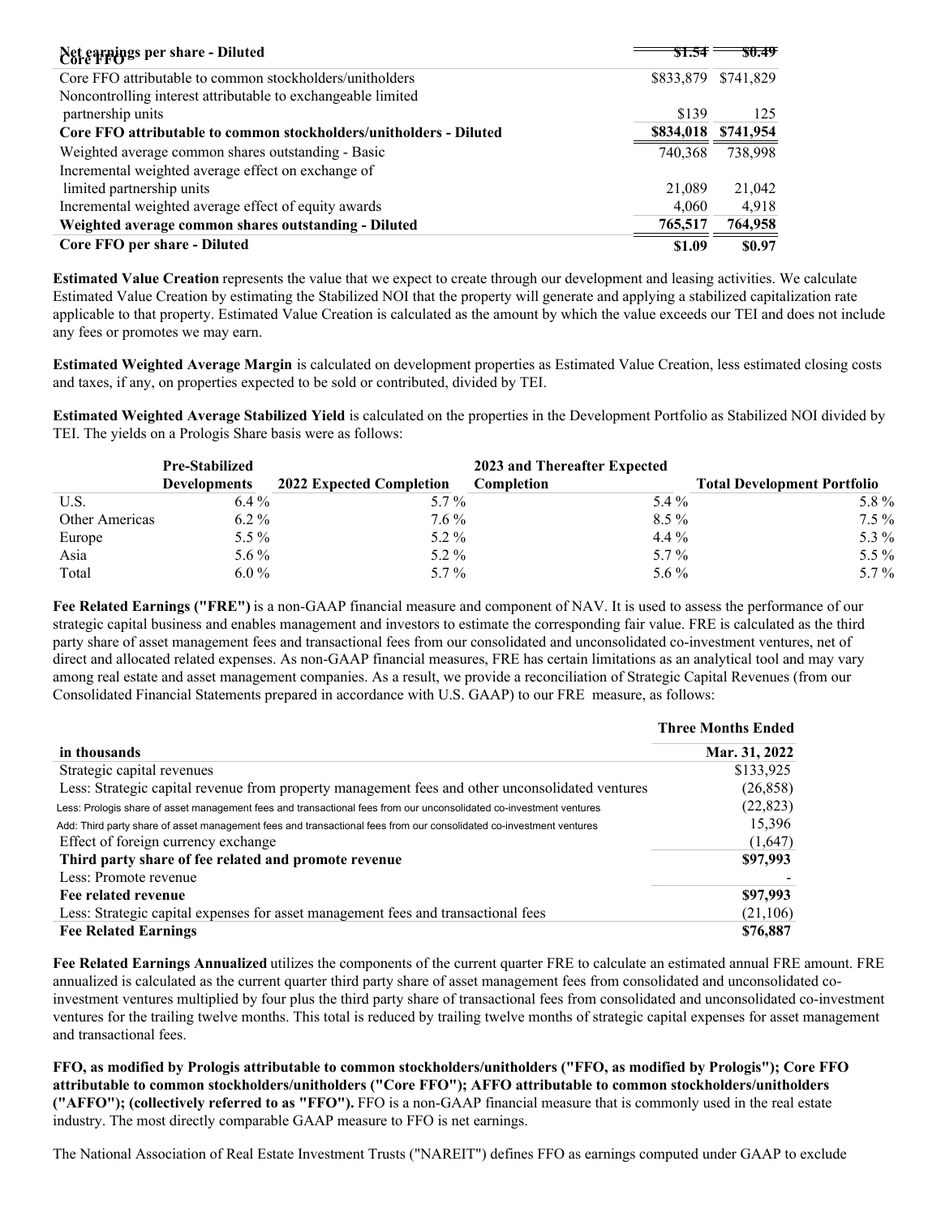| | | |
|---|---|---|
| **Net earnings per share - Diluted** | **$1.54** | **$0.49** |
| **Core FFO** | | |
| Core FFO attributable to common stockholders/unitholders | $833,879 | $741,829 |
| Noncontrolling interest attributable to exchangeable limited partnership units | $139 | 125 |
| **Core FFO attributable to common stockholders/unitholders - Diluted** | **$834,018** | **$741,954** |
| Weighted average common shares outstanding - Basic | 740,368 | 738,998 |
| Incremental weighted average effect on exchange of limited partnership units | 21,089 | 21,042 |
| Incremental weighted average effect of equity awards | 4,060 | 4,918 |
| **Weighted average common shares outstanding - Diluted** | **765,517** | **764,958** |
| **Core FFO per share - Diluted** | **$1.09** | **$0.97** |

**Estimated Value Creation** represents the value that we expect to create through our development and leasing activities. We calculate Estimated Value Creation by estimating the Stabilized NOI that the property will generate and applying a stabilized capitalization rate applicable to that property. Estimated Value Creation is calculated as the amount by which the value exceeds our TEI and does not include any fees or promotes we may earn.

**Estimated Weighted Average Margin** is calculated on development properties as Estimated Value Creation, less estimated closing costs and taxes, if any, on properties expected to be sold or contributed, divided by TEI.

**Estimated Weighted Average Stabilized Yield** is calculated on the properties in the Development Portfolio as Stabilized NOI divided by TEI. The yields on a Prologis Share basis were as follows:

| | Pre-Stabilized Developments | 2022 Expected Completion | 2023 and Thereafter Expected Completion | Total Development Portfolio |
|---|---|---|---|---|
| U.S. | 6.4 % | 5.7 % | 5.4 % | 5.8 % |
| Other Americas | 6.2 % | 7.6 % | 8.5 % | 7.5 % |
| Europe | 5.5 % | 5.2 % | 4.4 % | 5.3 % |
| Asia | 5.6 % | 5.2 % | 5.7 % | 5.5 % |
| Total | 6.0 % | 5.7 % | 5.6 % | 5.7 % |

**Fee Related Earnings ("FRE")** is a non-GAAP financial measure and component of NAV. It is used to assess the performance of our strategic capital business and enables management and investors to estimate the corresponding fair value. FRE is calculated as the third party share of asset management fees and transactional fees from our consolidated and unconsolidated co-investment ventures, net of direct and allocated related expenses. As non-GAAP financial measures, FRE has certain limitations as an analytical tool and may vary among real estate and asset management companies. As a result, we provide a reconciliation of Strategic Capital Revenues (from our Consolidated Financial Statements prepared in accordance with U.S. GAAP) to our FRE measure, as follows:

| in thousands | Three Months Ended Mar. 31, 2022 |
|---|---|
| Strategic capital revenues | $133,925 |
| Less: Strategic capital revenue from property management fees and other unconsolidated ventures | (26,858) |
| Less: Prologis share of asset management fees and transactional fees from our unconsolidated co-investment ventures | (22,823) |
| Add: Third party share of asset management fees and transactional fees from our consolidated co-investment ventures | 15,396 |
| Effect of foreign currency exchange | (1,647) |
| **Third party share of fee related and promote revenue** | **$97,993** |
| Less: Promote revenue | - |
| **Fee related revenue** | **$97,993** |
| Less: Strategic capital expenses for asset management fees and transactional fees | (21,106) |
| **Fee Related Earnings** | **$76,887** |

**Fee Related Earnings Annualized** utilizes the components of the current quarter FRE to calculate an estimated annual FRE amount. FRE annualized is calculated as the current quarter third party share of asset management fees from consolidated and unconsolidated co-investment ventures multiplied by four plus the third party share of transactional fees from consolidated and unconsolidated co-investment ventures for the trailing twelve months. This total is reduced by trailing twelve months of strategic capital expenses for asset management and transactional fees.

**FFO, as modified by Prologis attributable to common stockholders/unitholders ("FFO, as modified by Prologis"); Core FFO attributable to common stockholders/unitholders ("Core FFO"); AFFO attributable to common stockholders/unitholders ("AFFO"); (collectively referred to as "FFO").** FFO is a non-GAAP financial measure that is commonly used in the real estate industry. The most directly comparable GAAP measure to FFO is net earnings.

The National Association of Real Estate Investment Trusts ("NAREIT") defines FFO as earnings computed under GAAP to exclude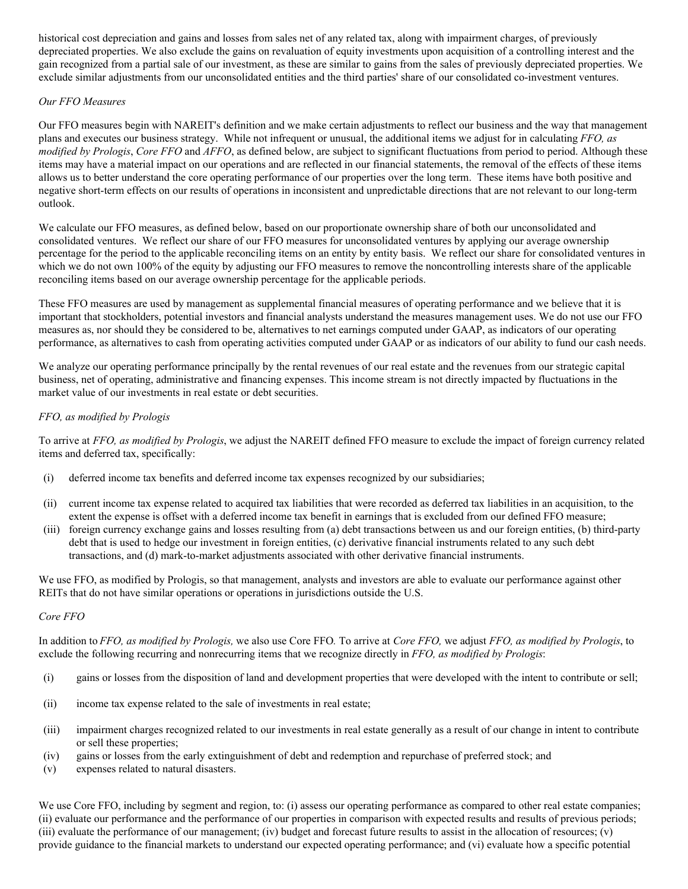historical cost depreciation and gains and losses from sales net of any related tax, along with impairment charges, of previously depreciated properties. We also exclude the gains on revaluation of equity investments upon acquisition of a controlling interest and the gain recognized from a partial sale of our investment, as these are similar to gains from the sales of previously depreciated properties. We exclude similar adjustments from our unconsolidated entities and the third parties' share of our consolidated co-investment ventures.

*Our FFO Measures*

Our FFO measures begin with NAREIT's definition and we make certain adjustments to reflect our business and the way that management plans and executes our business strategy. While not infrequent or unusual, the additional items we adjust for in calculating *FFO, as modified by Prologis*, *Core FFO* and *AFFO*, as defined below, are subject to significant fluctuations from period to period. Although these items may have a material impact on our operations and are reflected in our financial statements, the removal of the effects of these items allows us to better understand the core operating performance of our properties over the long term. These items have both positive and negative short-term effects on our results of operations in inconsistent and unpredictable directions that are not relevant to our long-term outlook.

We calculate our FFO measures, as defined below, based on our proportionate ownership share of both our unconsolidated and consolidated ventures. We reflect our share of our FFO measures for unconsolidated ventures by applying our average ownership percentage for the period to the applicable reconciling items on an entity by entity basis. We reflect our share for consolidated ventures in which we do not own 100% of the equity by adjusting our FFO measures to remove the noncontrolling interests share of the applicable reconciling items based on our average ownership percentage for the applicable periods.

These FFO measures are used by management as supplemental financial measures of operating performance and we believe that it is important that stockholders, potential investors and financial analysts understand the measures management uses. We do not use our FFO measures as, nor should they be considered to be, alternatives to net earnings computed under GAAP, as indicators of our operating performance, as alternatives to cash from operating activities computed under GAAP or as indicators of our ability to fund our cash needs.

We analyze our operating performance principally by the rental revenues of our real estate and the revenues from our strategic capital business, net of operating, administrative and financing expenses. This income stream is not directly impacted by fluctuations in the market value of our investments in real estate or debt securities.

*FFO, as modified by Prologis*

To arrive at *FFO, as modified by Prologis*, we adjust the NAREIT defined FFO measure to exclude the impact of foreign currency related items and deferred tax, specifically:

(i) deferred income tax benefits and deferred income tax expenses recognized by our subsidiaries;

(ii) current income tax expense related to acquired tax liabilities that were recorded as deferred tax liabilities in an acquisition, to the extent the expense is offset with a deferred income tax benefit in earnings that is excluded from our defined FFO measure;

(iii) foreign currency exchange gains and losses resulting from (a) debt transactions between us and our foreign entities, (b) third-party debt that is used to hedge our investment in foreign entities, (c) derivative financial instruments related to any such debt transactions, and (d) mark-to-market adjustments associated with other derivative financial instruments.

We use FFO, as modified by Prologis, so that management, analysts and investors are able to evaluate our performance against other REITs that do not have similar operations or operations in jurisdictions outside the U.S.

*Core FFO*

In addition to *FFO, as modified by Prologis,* we also use Core FFO*.* To arrive at *Core FFO,* we adjust *FFO, as modified by Prologis*, to exclude the following recurring and nonrecurring items that we recognize directly in *FFO, as modified by Prologis*:

(i) gains or losses from the disposition of land and development properties that were developed with the intent to contribute or sell;

(ii) income tax expense related to the sale of investments in real estate;

(iii) impairment charges recognized related to our investments in real estate generally as a result of our change in intent to contribute or sell these properties;

(iv) gains or losses from the early extinguishment of debt and redemption and repurchase of preferred stock; and

(v) expenses related to natural disasters.

We use Core FFO, including by segment and region, to: (i) assess our operating performance as compared to other real estate companies; (ii) evaluate our performance and the performance of our properties in comparison with expected results and results of previous periods; (iii) evaluate the performance of our management; (iv) budget and forecast future results to assist in the allocation of resources; (v) provide guidance to the financial markets to understand our expected operating performance; and (vi) evaluate how a specific potential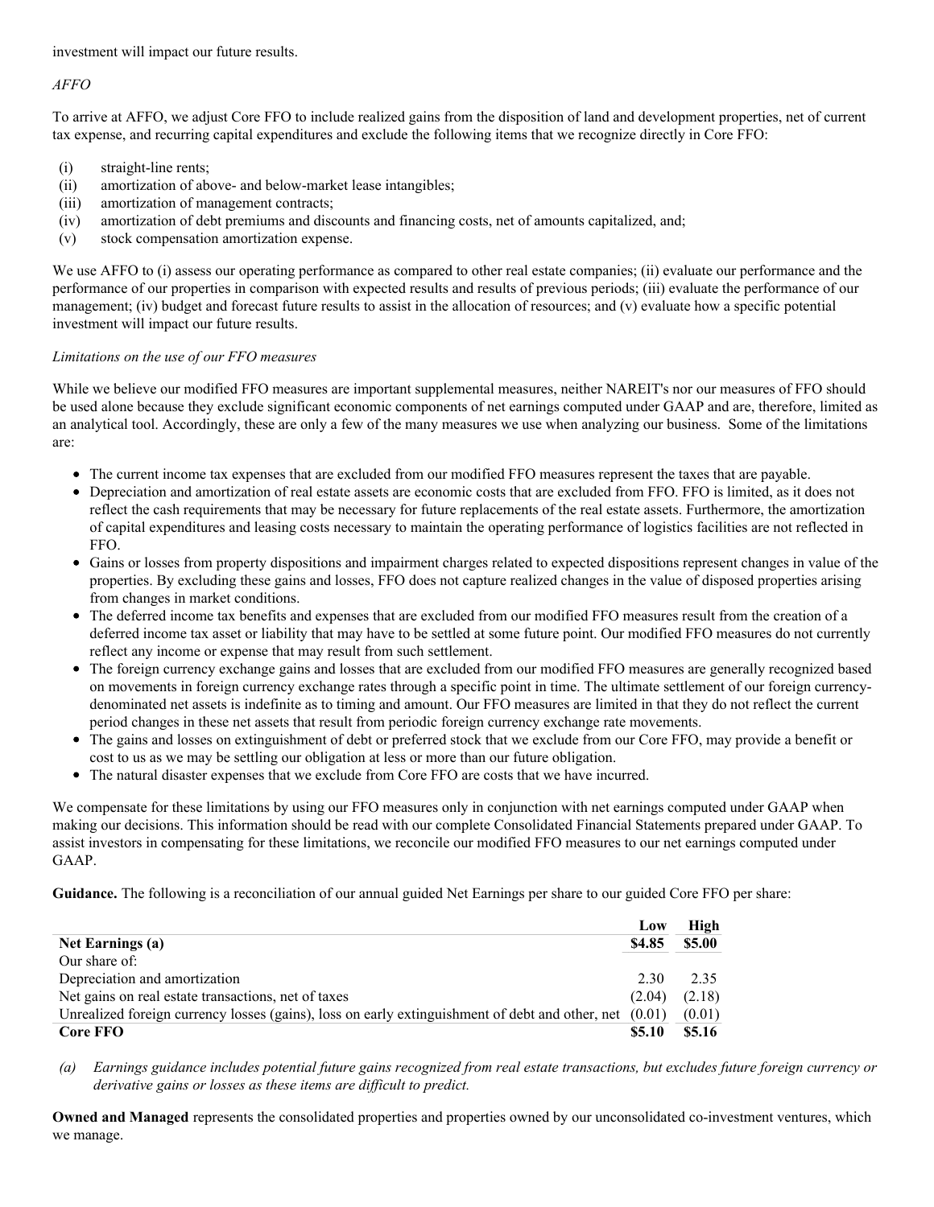investment will impact our future results.

*AFFO*

To arrive at AFFO, we adjust Core FFO to include realized gains from the disposition of land and development properties, net of current tax expense, and recurring capital expenditures and exclude the following items that we recognize directly in Core FFO:

- (i) straight-line rents;
- (ii) amortization of above- and below-market lease intangibles;
- (iii) amortization of management contracts;
- (iv) amortization of debt premiums and discounts and financing costs, net of amounts capitalized, and;
- (v) stock compensation amortization expense.

We use AFFO to (i) assess our operating performance as compared to other real estate companies; (ii) evaluate our performance and the performance of our properties in comparison with expected results and results of previous periods; (iii) evaluate the performance of our management; (iv) budget and forecast future results to assist in the allocation of resources; and (v) evaluate how a specific potential investment will impact our future results.

*Limitations on the use of our FFO measures*

While we believe our modified FFO measures are important supplemental measures, neither NAREIT's nor our measures of FFO should be used alone because they exclude significant economic components of net earnings computed under GAAP and are, therefore, limited as an analytical tool. Accordingly, these are only a few of the many measures we use when analyzing our business. Some of the limitations are:

- The current income tax expenses that are excluded from our modified FFO measures represent the taxes that are payable.
- Depreciation and amortization of real estate assets are economic costs that are excluded from FFO. FFO is limited, as it does not reflect the cash requirements that may be necessary for future replacements of the real estate assets. Furthermore, the amortization of capital expenditures and leasing costs necessary to maintain the operating performance of logistics facilities are not reflected in FFO.
- Gains or losses from property dispositions and impairment charges related to expected dispositions represent changes in value of the properties. By excluding these gains and losses, FFO does not capture realized changes in the value of disposed properties arising from changes in market conditions.
- The deferred income tax benefits and expenses that are excluded from our modified FFO measures result from the creation of a deferred income tax asset or liability that may have to be settled at some future point. Our modified FFO measures do not currently reflect any income or expense that may result from such settlement.
- The foreign currency exchange gains and losses that are excluded from our modified FFO measures are generally recognized based on movements in foreign currency exchange rates through a specific point in time. The ultimate settlement of our foreign currency-denominated net assets is indefinite as to timing and amount. Our FFO measures are limited in that they do not reflect the current period changes in these net assets that result from periodic foreign currency exchange rate movements.
- The gains and losses on extinguishment of debt or preferred stock that we exclude from our Core FFO, may provide a benefit or cost to us as we may be settling our obligation at less or more than our future obligation.
- The natural disaster expenses that we exclude from Core FFO are costs that we have incurred.

We compensate for these limitations by using our FFO measures only in conjunction with net earnings computed under GAAP when making our decisions. This information should be read with our complete Consolidated Financial Statements prepared under GAAP. To assist investors in compensating for these limitations, we reconcile our modified FFO measures to our net earnings computed under GAAP.

**Guidance.** The following is a reconciliation of our annual guided Net Earnings per share to our guided Core FFO per share:

| | Low | High |
|---|---|---|
| **Net Earnings (a)** | **$4.85** | **$5.00** |
| Our share of: | | |
| Depreciation and amortization | 2.30 | 2.35 |
| Net gains on real estate transactions, net of taxes | (2.04) | (2.18) |
| Unrealized foreign currency losses (gains), loss on early extinguishment of debt and other, net | (0.01) | (0.01) |
| **Core FFO** | **$5.10** | **$5.16** |

*(a) Earnings guidance includes potential future gains recognized from real estate transactions, but excludes future foreign currency or derivative gains or losses as these items are difficult to predict.*

**Owned and Managed** represents the consolidated properties and properties owned by our unconsolidated co-investment ventures, which we manage.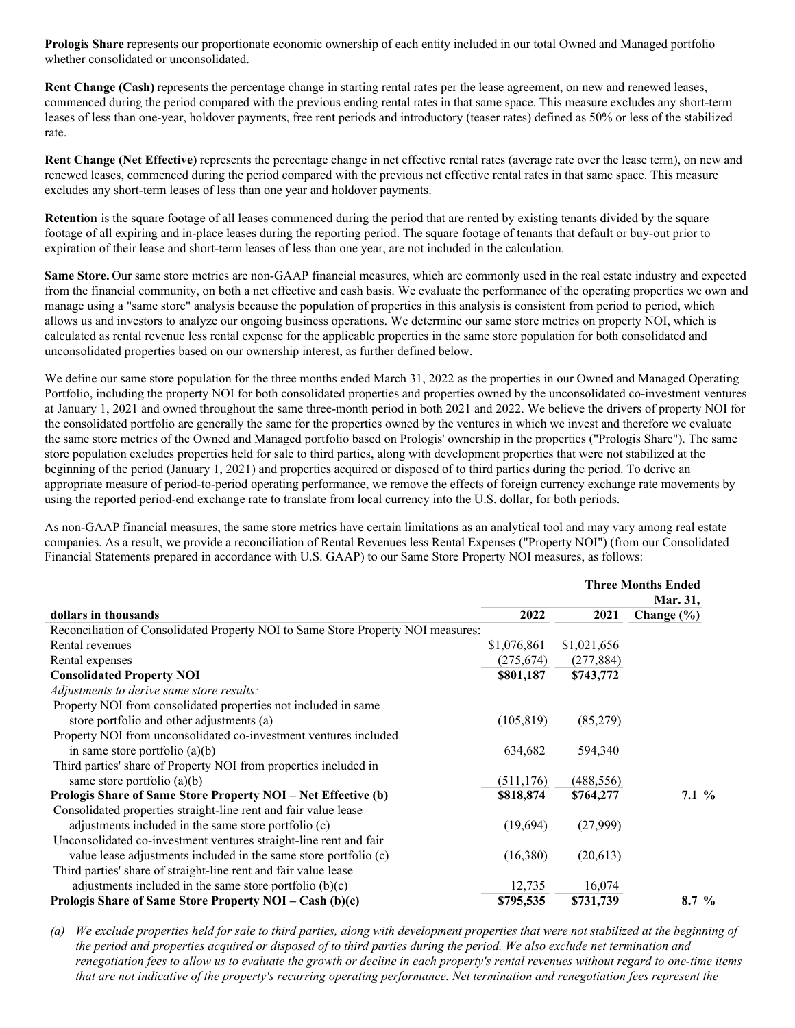**Prologis Share** represents our proportionate economic ownership of each entity included in our total Owned and Managed portfolio whether consolidated or unconsolidated.

**Rent Change (Cash)** represents the percentage change in starting rental rates per the lease agreement, on new and renewed leases, commenced during the period compared with the previous ending rental rates in that same space. This measure excludes any short-term leases of less than one-year, holdover payments, free rent periods and introductory (teaser rates) defined as 50% or less of the stabilized rate.

**Rent Change (Net Effective)** represents the percentage change in net effective rental rates (average rate over the lease term), on new and renewed leases, commenced during the period compared with the previous net effective rental rates in that same space. This measure excludes any short-term leases of less than one year and holdover payments.

**Retention** is the square footage of all leases commenced during the period that are rented by existing tenants divided by the square footage of all expiring and in-place leases during the reporting period. The square footage of tenants that default or buy-out prior to expiration of their lease and short-term leases of less than one year, are not included in the calculation.

**Same Store.** Our same store metrics are non-GAAP financial measures, which are commonly used in the real estate industry and expected from the financial community, on both a net effective and cash basis. We evaluate the performance of the operating properties we own and manage using a "same store" analysis because the population of properties in this analysis is consistent from period to period, which allows us and investors to analyze our ongoing business operations. We determine our same store metrics on property NOI, which is calculated as rental revenue less rental expense for the applicable properties in the same store population for both consolidated and unconsolidated properties based on our ownership interest, as further defined below.

We define our same store population for the three months ended March 31, 2022 as the properties in our Owned and Managed Operating Portfolio, including the property NOI for both consolidated properties and properties owned by the unconsolidated co-investment ventures at January 1, 2021 and owned throughout the same three-month period in both 2021 and 2022. We believe the drivers of property NOI for the consolidated portfolio are generally the same for the properties owned by the ventures in which we invest and therefore we evaluate the same store metrics of the Owned and Managed portfolio based on Prologis' ownership in the properties ("Prologis Share"). The same store population excludes properties held for sale to third parties, along with development properties that were not stabilized at the beginning of the period (January 1, 2021) and properties acquired or disposed of to third parties during the period. To derive an appropriate measure of period-to-period operating performance, we remove the effects of foreign currency exchange rate movements by using the reported period-end exchange rate to translate from local currency into the U.S. dollar, for both periods.

As non-GAAP financial measures, the same store metrics have certain limitations as an analytical tool and may vary among real estate companies. As a result, we provide a reconciliation of Rental Revenues less Rental Expenses ("Property NOI") (from our Consolidated Financial Statements prepared in accordance with U.S. GAAP) to our Same Store Property NOI measures, as follows:

| | Three Months Ended Mar. 31, | | |
|---|---|---|---|
| **dollars in thousands** | **2022** | **2021** | **Change (%)** |
| Reconciliation of Consolidated Property NOI to Same Store Property NOI measures: | | | |
| Rental revenues | $1,076,861 | $1,021,656 | |
| Rental expenses | (275,674) | (277,884) | |
| **Consolidated Property NOI** | **$801,187** | **$743,772** | |
| *Adjustments to derive same store results:* | | | |
| Property NOI from consolidated properties not included in same store portfolio and other adjustments (a) | (105,819) | (85,279) | |
| Property NOI from unconsolidated co-investment ventures included in same store portfolio (a)(b) | 634,682 | 594,340 | |
| Third parties' share of Property NOI from properties included in same store portfolio (a)(b) | (511,176) | (488,556) | |
| **Prologis Share of Same Store Property NOI – Net Effective (b)** | **$818,874** | **$764,277** | **7.1 %** |
| Consolidated properties straight-line rent and fair value lease adjustments included in the same store portfolio (c) | (19,694) | (27,999) | |
| Unconsolidated co-investment ventures straight-line rent and fair value lease adjustments included in the same store portfolio (c) | (16,380) | (20,613) | |
| Third parties' share of straight-line rent and fair value lease adjustments included in the same store portfolio (b)(c) | 12,735 | 16,074 | |
| **Prologis Share of Same Store Property NOI – Cash (b)(c)** | **$795,535** | **$731,739** | **8.7 %** |

(a) *We exclude properties held for sale to third parties, along with development properties that were not stabilized at the beginning of the period and properties acquired or disposed of to third parties during the period. We also exclude net termination and renegotiation fees to allow us to evaluate the growth or decline in each property's rental revenues without regard to one-time items that are not indicative of the property's recurring operating performance. Net termination and renegotiation fees represent the*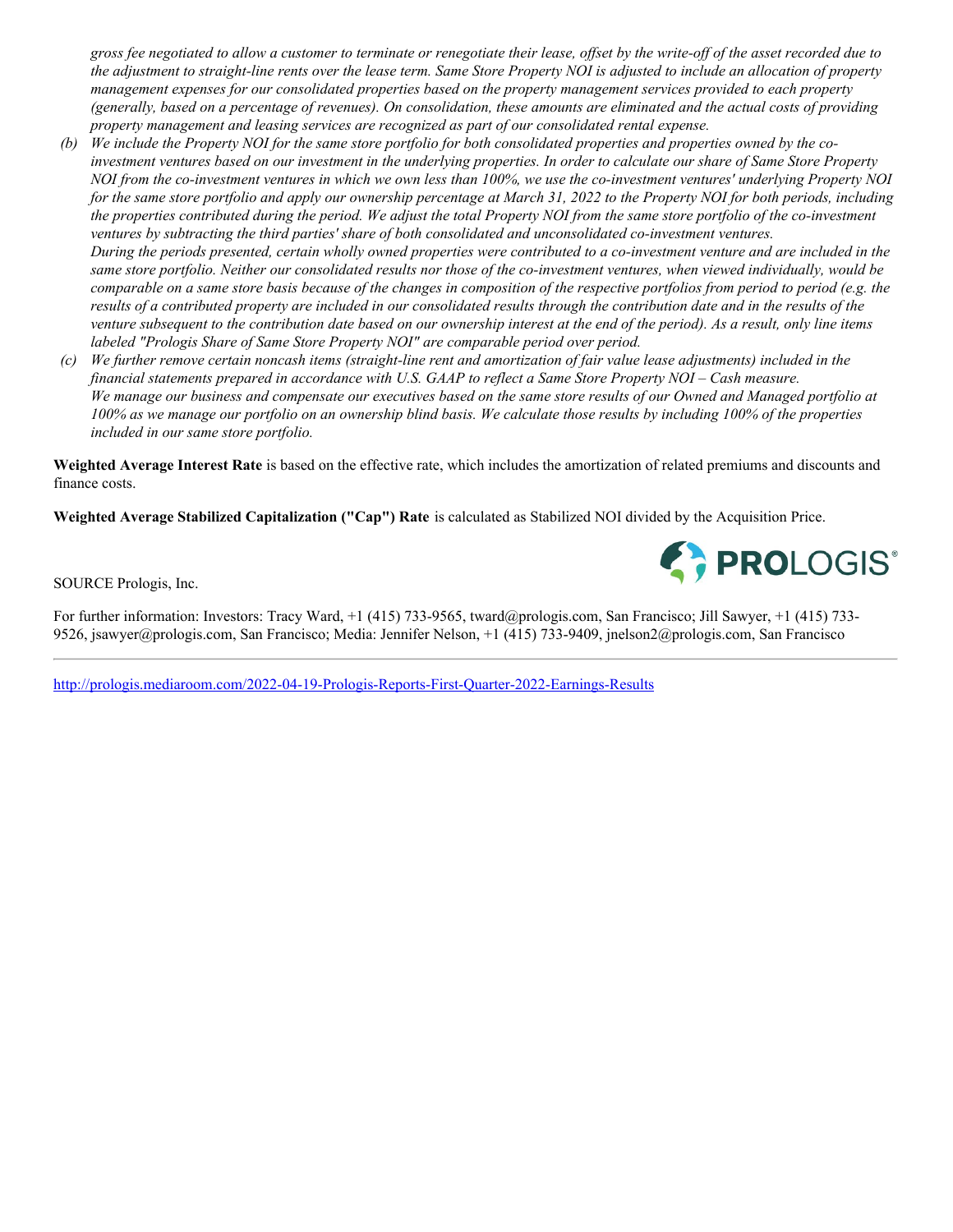*gross fee negotiated to allow a customer to terminate or renegotiate their lease, offset by the write-off of the asset recorded due to the adjustment to straight-line rents over the lease term. Same Store Property NOI is adjusted to include an allocation of property management expenses for our consolidated properties based on the property management services provided to each property (generally, based on a percentage of revenues). On consolidation, these amounts are eliminated and the actual costs of providing property management and leasing services are recognized as part of our consolidated rental expense.*

*(b) We include the Property NOI for the same store portfolio for both consolidated properties and properties owned by the co-investment ventures based on our investment in the underlying properties. In order to calculate our share of Same Store Property NOI from the co-investment ventures in which we own less than 100%, we use the co-investment ventures' underlying Property NOI for the same store portfolio and apply our ownership percentage at March 31, 2022 to the Property NOI for both periods, including the properties contributed during the period. We adjust the total Property NOI from the same store portfolio of the co-investment ventures by subtracting the third parties' share of both consolidated and unconsolidated co-investment ventures.*
*During the periods presented, certain wholly owned properties were contributed to a co-investment venture and are included in the same store portfolio. Neither our consolidated results nor those of the co-investment ventures, when viewed individually, would be comparable on a same store basis because of the changes in composition of the respective portfolios from period to period (e.g. the results of a contributed property are included in our consolidated results through the contribution date and in the results of the venture subsequent to the contribution date based on our ownership interest at the end of the period). As a result, only line items labeled "Prologis Share of Same Store Property NOI" are comparable period over period.*

*(c) We further remove certain noncash items (straight-line rent and amortization of fair value lease adjustments) included in the financial statements prepared in accordance with U.S. GAAP to reflect a Same Store Property NOI – Cash measure.*
*We manage our business and compensate our executives based on the same store results of our Owned and Managed portfolio at 100% as we manage our portfolio on an ownership blind basis. We calculate those results by including 100% of the properties included in our same store portfolio.*

**Weighted Average Interest Rate** is based on the effective rate, which includes the amortization of related premiums and discounts and finance costs.

**Weighted Average Stabilized Capitalization ("Cap") Rate** is calculated as Stabilized NOI divided by the Acquisition Price.

PROLOGIS®

SOURCE Prologis, Inc.

For further information: Investors: Tracy Ward, +1 (415) 733-9565, tward@prologis.com, San Francisco; Jill Sawyer, +1 (415) 733-9526, jsawyer@prologis.com, San Francisco; Media: Jennifer Nelson, +1 (415) 733-9409, jnelson2@prologis.com, San Francisco

http://prologis.mediaroom.com/2022-04-19-Prologis-Reports-First-Quarter-2022-Earnings-Results